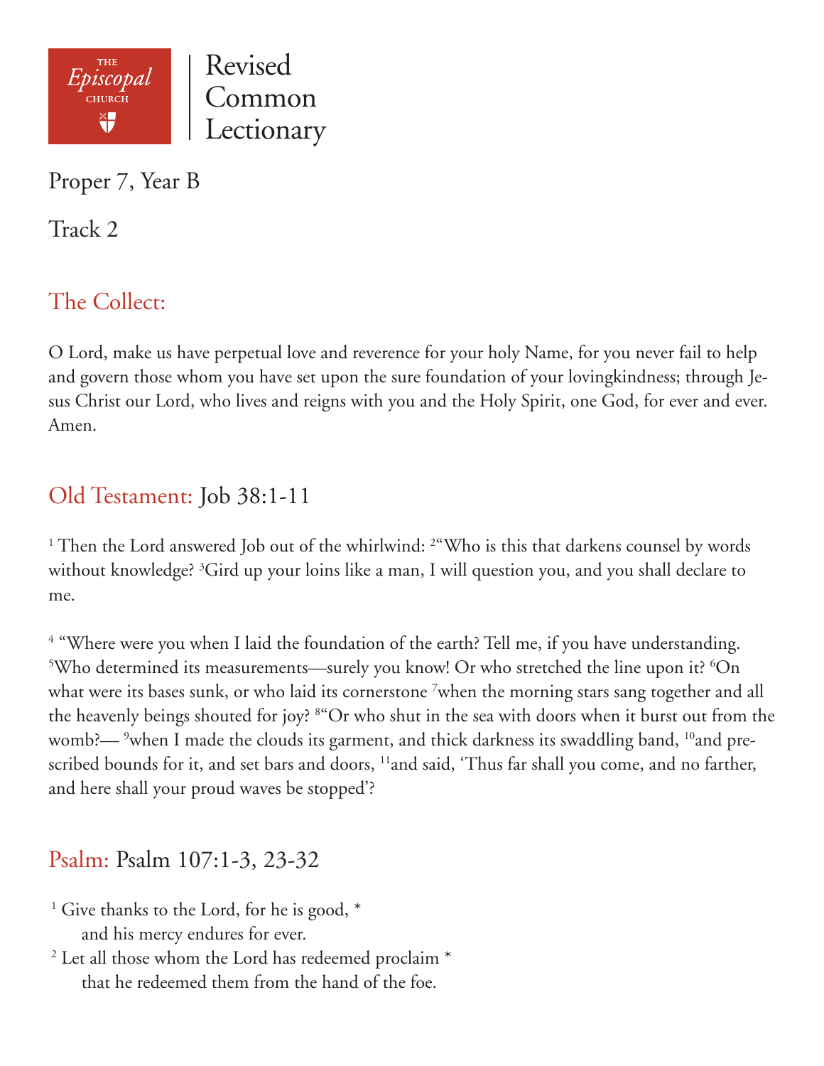THE *Episcopal* CHURCH

Revised Common Lectionary

Proper 7, Year B

Track 2

## The Collect:

O Lord, make us have perpetual love and reverence for your holy Name, for you never fail to help and govern those whom you have set upon the sure foundation of your lovingkindness; through Jesus Christ our Lord, who lives and reigns with you and the Holy Spirit, one God, for ever and ever. Amen.

## Old Testament: Job 38:1-11

[1] Then the Lord answered Job out of the whirlwind: [2]"Who is this that darkens counsel by words without knowledge? [3]Gird up your loins like a man, I will question you, and you shall declare to me.

[4] "Where were you when I laid the foundation of the earth? Tell me, if you have understanding. [5]Who determined its measurements—surely you know! Or who stretched the line upon it? [6]On what were its bases sunk, or who laid its cornerstone [7]when the morning stars sang together and all the heavenly beings shouted for joy? [8]"Or who shut in the sea with doors when it burst out from the womb?— [9]when I made the clouds its garment, and thick darkness its swaddling band, [10]and prescribed bounds for it, and set bars and doors, [11]and said, 'Thus far shall you come, and no farther, and here shall your proud waves be stopped'?

## Psalm: Psalm 107:1-3, 23-32

[1] Give thanks to the Lord, for he is good, *
    and his mercy endures for ever.
[2] Let all those whom the Lord has redeemed proclaim *
    that he redeemed them from the hand of the foe.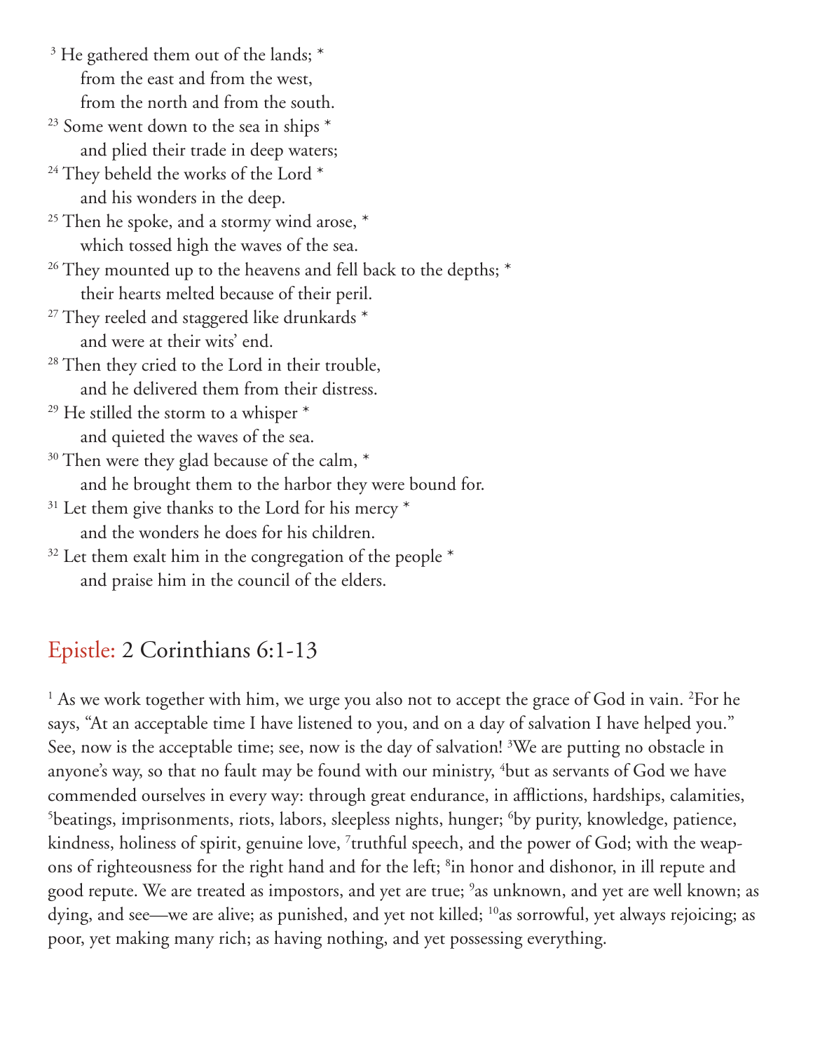[3] He gathered them out of the lands; *
    from the east and from the west,
    from the north and from the south.

[23] Some went down to the sea in ships *
    and plied their trade in deep waters;

[24] They beheld the works of the Lord *
    and his wonders in the deep.

[25] Then he spoke, and a stormy wind arose, *
    which tossed high the waves of the sea.

[26] They mounted up to the heavens and fell back to the depths; *
    their hearts melted because of their peril.

[27] They reeled and staggered like drunkards *
    and were at their wits' end.

[28] Then they cried to the Lord in their trouble,
    and he delivered them from their distress.

[29] He stilled the storm to a whisper *
    and quieted the waves of the sea.

[30] Then were they glad because of the calm, *
    and he brought them to the harbor they were bound for.

[31] Let them give thanks to the Lord for his mercy *
    and the wonders he does for his children.

[32] Let them exalt him in the congregation of the people *
    and praise him in the council of the elders.

## Epistle: 2 Corinthians 6:1-13

[1] As we work together with him, we urge you also not to accept the grace of God in vain. [2]For he says, "At an acceptable time I have listened to you, and on a day of salvation I have helped you." See, now is the acceptable time; see, now is the day of salvation! [3]We are putting no obstacle in anyone's way, so that no fault may be found with our ministry, [4]but as servants of God we have commended ourselves in every way: through great endurance, in afflictions, hardships, calamities, [5]beatings, imprisonments, riots, labors, sleepless nights, hunger; [6]by purity, knowledge, patience, kindness, holiness of spirit, genuine love, [7]truthful speech, and the power of God; with the weapons of righteousness for the right hand and for the left; [8]in honor and dishonor, in ill repute and good repute. We are treated as impostors, and yet are true; [9]as unknown, and yet are well known; as dying, and see—we are alive; as punished, and yet not killed; [10]as sorrowful, yet always rejoicing; as poor, yet making many rich; as having nothing, and yet possessing everything.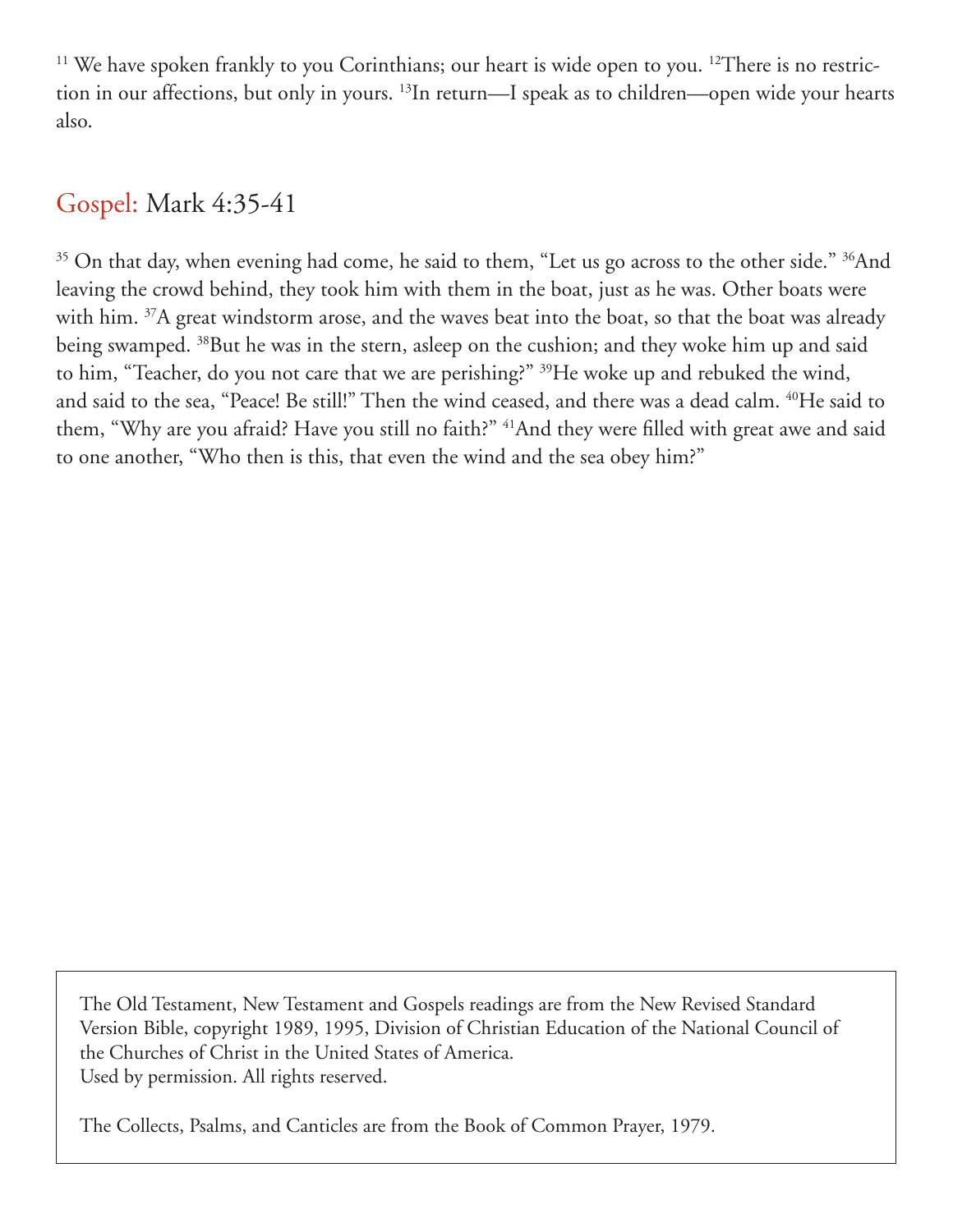[11] We have spoken frankly to you Corinthians; our heart is wide open to you. [12]There is no restriction in our affections, but only in yours. [13]In return—I speak as to children—open wide your hearts also.

## Gospel: Mark 4:35-41

[35] On that day, when evening had come, he said to them, "Let us go across to the other side." [36]And leaving the crowd behind, they took him with them in the boat, just as he was. Other boats were with him. [37]A great windstorm arose, and the waves beat into the boat, so that the boat was already being swamped. [38]But he was in the stern, asleep on the cushion; and they woke him up and said to him, "Teacher, do you not care that we are perishing?" [39]He woke up and rebuked the wind, and said to the sea, "Peace! Be still!" Then the wind ceased, and there was a dead calm. [40]He said to them, "Why are you afraid? Have you still no faith?" [41]And they were filled with great awe and said to one another, "Who then is this, that even the wind and the sea obey him?"

The Old Testament, New Testament and Gospels readings are from the New Revised Standard Version Bible, copyright 1989, 1995, Division of Christian Education of the National Council of the Churches of Christ in the United States of America.
Used by permission. All rights reserved.

The Collects, Psalms, and Canticles are from the Book of Common Prayer, 1979.